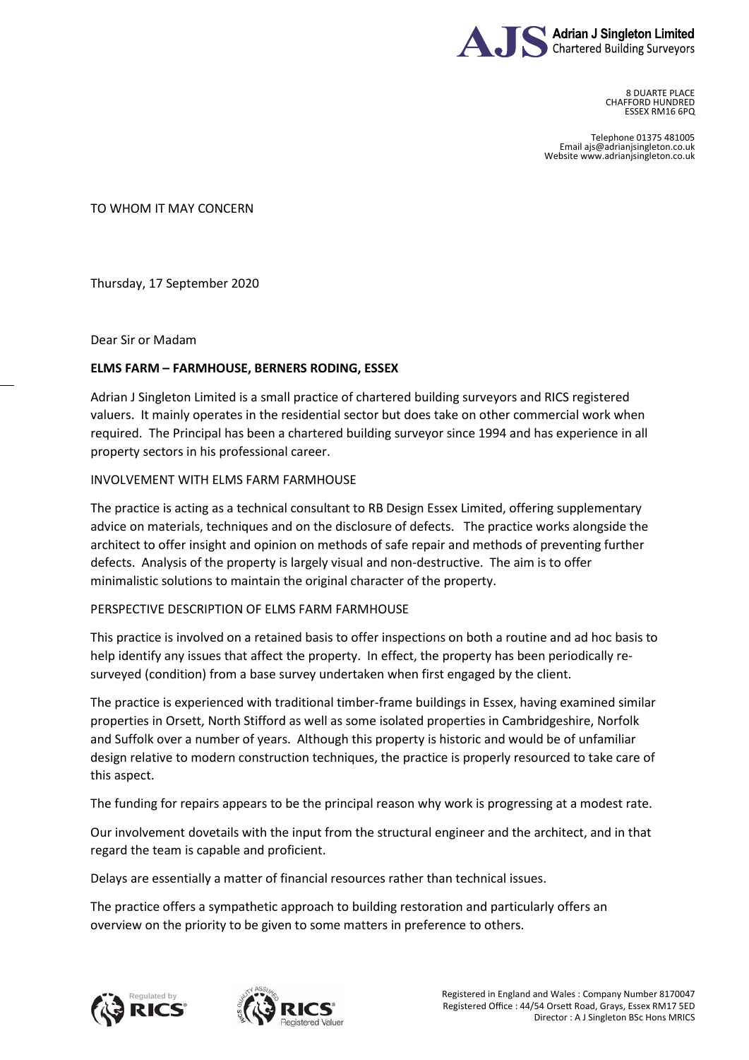**Adrian J Singleton Limited**
Chartered Building Surveyors

8 DUARTE PLACE
CHAFFORD HUNDRED
ESSEX RM16 6PQ

Telephone 01375 481005
Email ajs@adrianjsingleton.co.uk
Website www.adrianjsingleton.co.uk

TO WHOM IT MAY CONCERN

Thursday, 17 September 2020

Dear Sir or Madam

**ELMS FARM – FARMHOUSE, BERNERS RODING, ESSEX**

Adrian J Singleton Limited is a small practice of chartered building surveyors and RICS registered valuers. It mainly operates in the residential sector but does take on other commercial work when required. The Principal has been a chartered building surveyor since 1994 and has experience in all property sectors in his professional career.

INVOLVEMENT WITH ELMS FARM FARMHOUSE

The practice is acting as a technical consultant to RB Design Essex Limited, offering supplementary advice on materials, techniques and on the disclosure of defects. The practice works alongside the architect to offer insight and opinion on methods of safe repair and methods of preventing further defects. Analysis of the property is largely visual and non-destructive. The aim is to offer minimalistic solutions to maintain the original character of the property.

PERSPECTIVE DESCRIPTION OF ELMS FARM FARMHOUSE

This practice is involved on a retained basis to offer inspections on both a routine and ad hoc basis to help identify any issues that affect the property. In effect, the property has been periodically re-surveyed (condition) from a base survey undertaken when first engaged by the client.

The practice is experienced with traditional timber-frame buildings in Essex, having examined similar properties in Orsett, North Stifford as well as some isolated properties in Cambridgeshire, Norfolk and Suffolk over a number of years. Although this property is historic and would be of unfamiliar design relative to modern construction techniques, the practice is properly resourced to take care of this aspect.

The funding for repairs appears to be the principal reason why work is progressing at a modest rate.

Our involvement dovetails with the input from the structural engineer and the architect, and in that regard the team is capable and proficient.

Delays are essentially a matter of financial resources rather than technical issues.

The practice offers a sympathetic approach to building restoration and particularly offers an overview on the priority to be given to some matters in preference to others.

Registered in England and Wales : Company Number 8170047
Registered Office : 44/54 Orsett Road, Grays, Essex RM17 5ED
Director : A J Singleton BSc Hons MRICS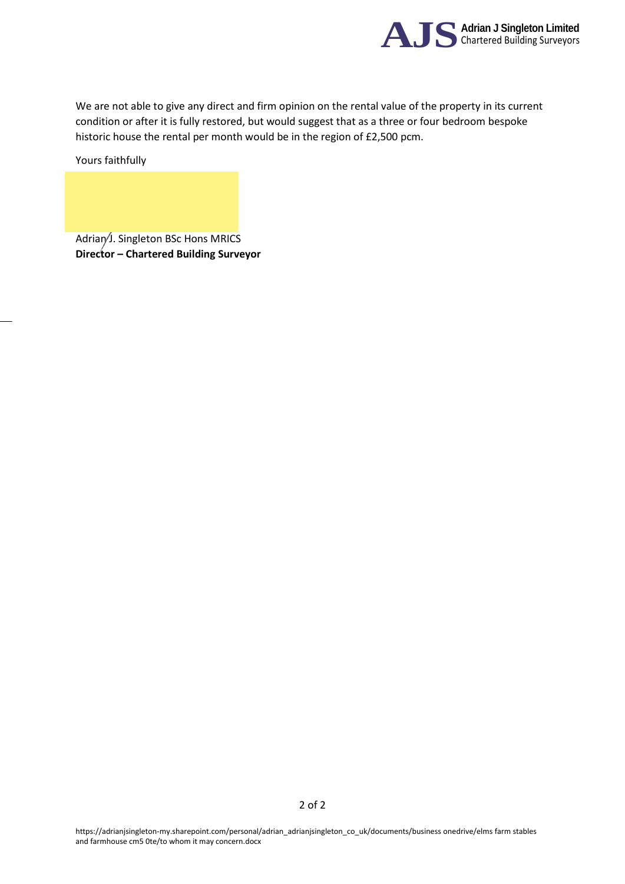We are not able to give any direct and firm opinion on the rental value of the property in its current condition or after it is fully restored, but would suggest that as a three or four bedroom bespoke historic house the rental per month would be in the region of £2,500 pcm.

Yours faithfully

Adrian J. Singleton BSc Hons MRICS
**Director – Chartered Building Surveyor**